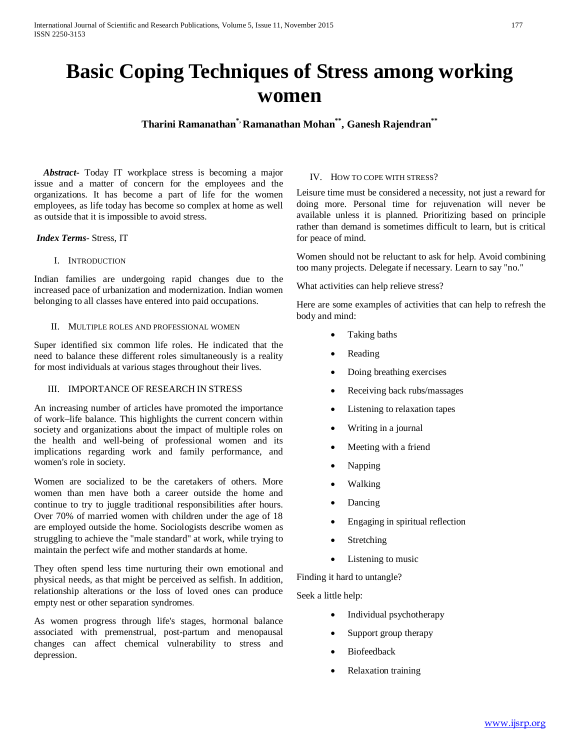# Basic Coping Techniques of Stress among working women

**Tharini Ramanathan[*], Ramanathan Mohan[**], Ganesh Rajendran[**]**

***Abstract***- Today IT workplace stress is becoming a major issue and a matter of concern for the employees and the organizations. It has become a part of life for the women employees, as life today has become so complex at home as well as outside that it is impossible to avoid stress.

***Index Terms***- Stress, IT

## I. Introduction

Indian families are undergoing rapid changes due to the increased pace of urbanization and modernization. Indian women belonging to all classes have entered into paid occupations.

## II. Multiple roles and professional women

Super identified six common life roles. He indicated that the need to balance these different roles simultaneously is a reality for most individuals at various stages throughout their lives.

## III. IMPORTANCE OF RESEARCH IN STRESS

An increasing number of articles have promoted the importance of work–life balance. This highlights the current concern within society and organizations about the impact of multiple roles on the health and well-being of professional women and its implications regarding work and family performance, and women's role in society.

Women are socialized to be the caretakers of others. More women than men have both a career outside the home and continue to try to juggle traditional responsibilities after hours. Over 70% of married women with children under the age of 18 are employed outside the home. Sociologists describe women as struggling to achieve the "male standard" at work, while trying to maintain the perfect wife and mother standards at home.

They often spend less time nurturing their own emotional and physical needs, as that might be perceived as selfish. In addition, relationship alterations or the loss of loved ones can produce empty nest or other separation syndromes.

As women progress through life's stages, hormonal balance associated with premenstrual, post-partum and menopausal changes can affect chemical vulnerability to stress and depression.

## IV. How to cope with stress?

Leisure time must be considered a necessity, not just a reward for doing more. Personal time for rejuvenation will never be available unless it is planned. Prioritizing based on principle rather than demand is sometimes difficult to learn, but is critical for peace of mind.

Women should not be reluctant to ask for help. Avoid combining too many projects. Delegate if necessary. Learn to say "no."

What activities can help relieve stress?

Here are some examples of activities that can help to refresh the body and mind:

- Taking baths
- Reading
- Doing breathing exercises
- Receiving back rubs/massages
- Listening to relaxation tapes
- Writing in a journal
- Meeting with a friend
- Napping
- Walking
- Dancing
- Engaging in spiritual reflection
- Stretching
- Listening to music

Finding it hard to untangle?

Seek a little help:

- Individual psychotherapy
- Support group therapy
- Biofeedback
- Relaxation training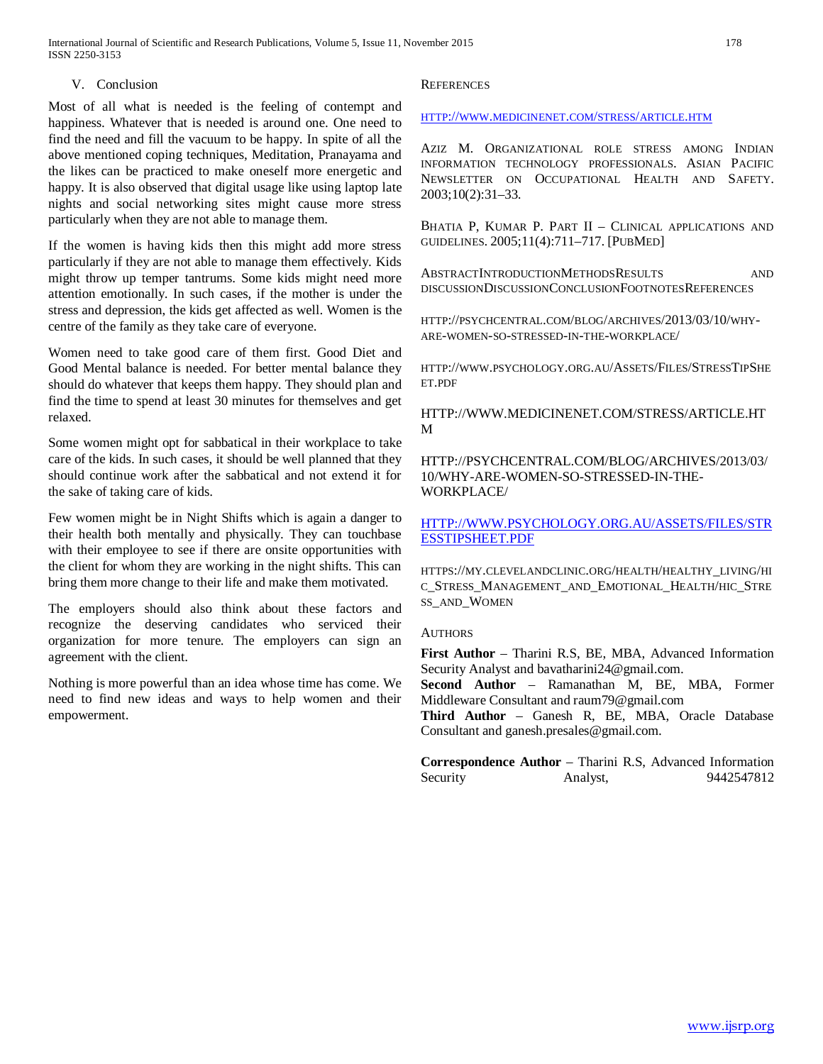## V. Conclusion

Most of all what is needed is the feeling of contempt and happiness. Whatever that is needed is around one. One need to find the need and fill the vacuum to be happy. In spite of all the above mentioned coping techniques, Meditation, Pranayama and the likes can be practiced to make oneself more energetic and happy. It is also observed that digital usage like using laptop late nights and social networking sites might cause more stress particularly when they are not able to manage them.

If the women is having kids then this might add more stress particularly if they are not able to manage them effectively. Kids might throw up temper tantrums. Some kids might need more attention emotionally. In such cases, if the mother is under the stress and depression, the kids get affected as well. Women is the centre of the family as they take care of everyone.

Women need to take good care of them first. Good Diet and Good Mental balance is needed. For better mental balance they should do whatever that keeps them happy. They should plan and find the time to spend at least 30 minutes for themselves and get relaxed.

Some women might opt for sabbatical in their workplace to take care of the kids. In such cases, it should be well planned that they should continue work after the sabbatical and not extend it for the sake of taking care of kids.

Few women might be in Night Shifts which is again a danger to their health both mentally and physically. They can touchbase with their employee to see if there are onsite opportunities with the client for whom they are working in the night shifts. This can bring them more change to their life and make them motivated.

The employers should also think about these factors and recognize the deserving candidates who serviced their organization for more tenure. The employers can sign an agreement with the client.

Nothing is more powerful than an idea whose time has come. We need to find new ideas and ways to help women and their empowerment.

## References

HTTP://WWW.MEDICINENET.COM/STRESS/ARTICLE.HTM

AZIZ M. ORGANIZATIONAL ROLE STRESS AMONG INDIAN INFORMATION TECHNOLOGY PROFESSIONALS. ASIAN PACIFIC NEWSLETTER ON OCCUPATIONAL HEALTH AND SAFETY. 2003;10(2):31–33.

BHATIA P, KUMAR P. PART II – CLINICAL APPLICATIONS AND GUIDELINES. 2005;11(4):711–717. [PUBMED]

ABSTRACTINTRODUCTIONMETHODSRESULTS AND DISCUSSIONDISCUSSIONCONCLUSIONFOOTNOTESREFERENCES

HTTP://PSYCHCENTRAL.COM/BLOG/ARCHIVES/2013/03/10/WHY-ARE-WOMEN-SO-STRESSED-IN-THE-WORKPLACE/

HTTP://WWW.PSYCHOLOGY.ORG.AU/ASSETS/FILES/STRESSTIPSHEET.PDF

HTTP://WWW.MEDICINENET.COM/STRESS/ARTICLE.HTM

HTTP://PSYCHCENTRAL.COM/BLOG/ARCHIVES/2013/03/10/WHY-ARE-WOMEN-SO-STRESSED-IN-THE-WORKPLACE/

HTTP://WWW.PSYCHOLOGY.ORG.AU/ASSETS/FILES/STRESSTIPSHEET.PDF

HTTPS://MY.CLEVELANDCLINIC.ORG/HEALTH/HEALTHY_LIVING/HIC_STRESS_MANAGEMENT_AND_EMOTIONAL_HEALTH/HIC_STRESS_AND_WOMEN

## Authors

**First Author** – Tharini R.S, BE, MBA, Advanced Information Security Analyst and bavatharini24@gmail.com.
**Second Author** – Ramanathan M, BE, MBA, Former Middleware Consultant and raum79@gmail.com
**Third Author** – Ganesh R, BE, MBA, Oracle Database Consultant and ganesh.presales@gmail.com.

**Correspondence Author** – Tharini R.S, Advanced Information Security Analyst, 9442547812